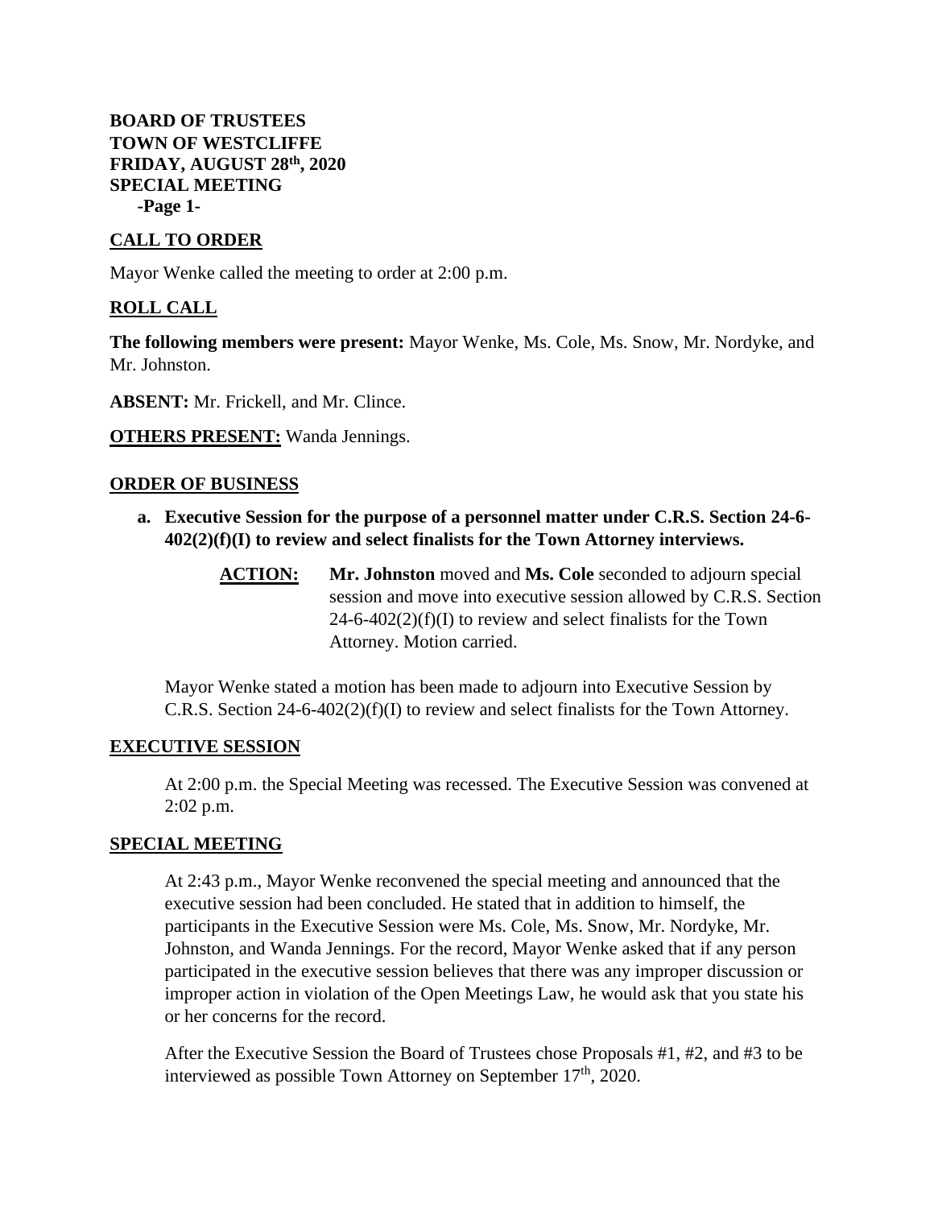**BOARD OF TRUSTEES**
**TOWN OF WESTCLIFFE**
**FRIDAY, AUGUST 28th, 2020**
**SPECIAL MEETING**

## CALL TO ORDER

Mayor Wenke called the meeting to order at 2:00 p.m.

## ROLL CALL

**The following members were present:** Mayor Wenke, Ms. Cole, Ms. Snow, Mr. Nordyke, and Mr. Johnston.

**ABSENT:** Mr. Frickell, and Mr. Clince.

**OTHERS PRESENT:** Wanda Jennings.

## ORDER OF BUSINESS

**a. Executive Session for the purpose of a personnel matter under C.R.S. Section 24-6-402(2)(f)(I) to review and select finalists for the Town Attorney interviews.**

> **ACTION:** **Mr. Johnston** moved and **Ms. Cole** seconded to adjourn special session and move into executive session allowed by C.R.S. Section 24-6-402(2)(f)(I) to review and select finalists for the Town Attorney. Motion carried.

Mayor Wenke stated a motion has been made to adjourn into Executive Session by C.R.S. Section 24-6-402(2)(f)(I) to review and select finalists for the Town Attorney.

## EXECUTIVE SESSION

At 2:00 p.m. the Special Meeting was recessed. The Executive Session was convened at 2:02 p.m.

## SPECIAL MEETING

At 2:43 p.m., Mayor Wenke reconvened the special meeting and announced that the executive session had been concluded. He stated that in addition to himself, the participants in the Executive Session were Ms. Cole, Ms. Snow, Mr. Nordyke, Mr. Johnston, and Wanda Jennings. For the record, Mayor Wenke asked that if any person participated in the executive session believes that there was any improper discussion or improper action in violation of the Open Meetings Law, he would ask that you state his or her concerns for the record.

After the Executive Session the Board of Trustees chose Proposals #1, #2, and #3 to be interviewed as possible Town Attorney on September 17th, 2020.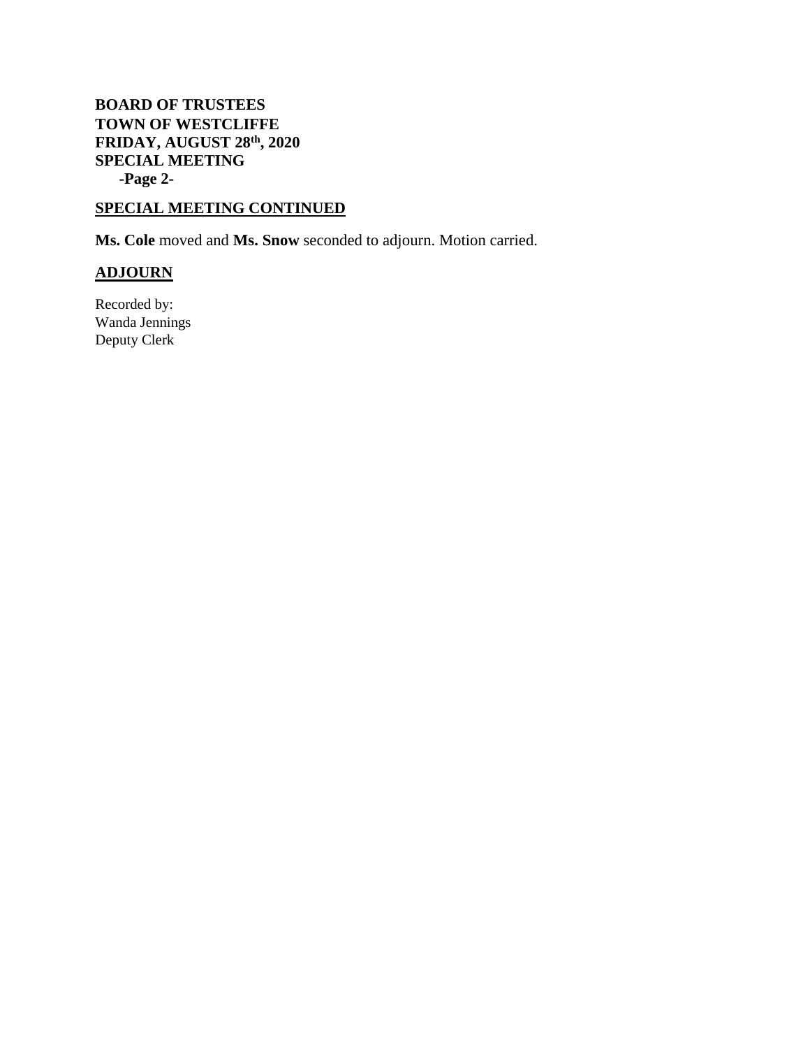**BOARD OF TRUSTEES**
**TOWN OF WESTCLIFFE**
**FRIDAY, AUGUST 28th, 2020**
**SPECIAL MEETING**
**-Page 2-**

## SPECIAL MEETING CONTINUED

**Ms. Cole** moved and **Ms. Snow** seconded to adjourn. Motion carried.

## ADJOURN

Recorded by:
Wanda Jennings
Deputy Clerk